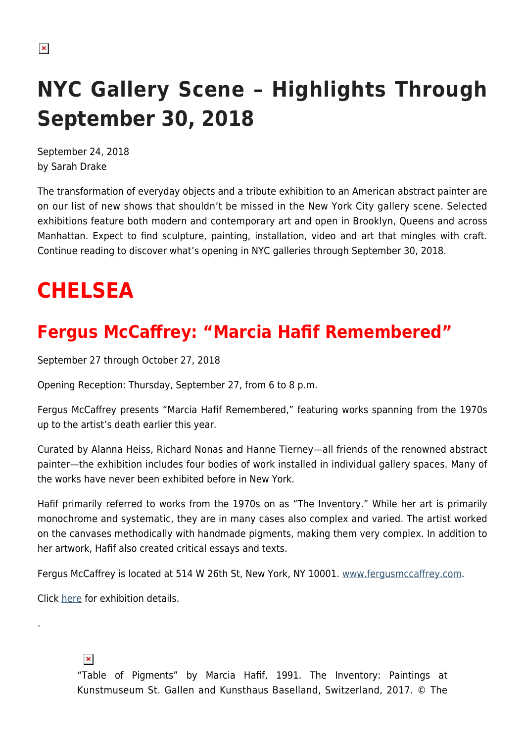# NYC Gallery Scene – Highlights Through September 30, 2018

September 24, 2018
by Sarah Drake

The transformation of everyday objects and a tribute exhibition to an American abstract painter are on our list of new shows that shouldn't be missed in the New York City gallery scene. Selected exhibitions feature both modern and contemporary art and open in Brooklyn, Queens and across Manhattan. Expect to find sculpture, painting, installation, video and art that mingles with craft. Continue reading to discover what's opening in NYC galleries through September 30, 2018.

# CHELSEA

## Fergus McCaffrey: "Marcia Hafif Remembered"

September 27 through October 27, 2018

Opening Reception: Thursday, September 27, from 6 to 8 p.m.

Fergus McCaffrey presents "Marcia Hafif Remembered," featuring works spanning from the 1970s up to the artist's death earlier this year.

Curated by Alanna Heiss, Richard Nonas and Hanne Tierney—all friends of the renowned abstract painter—the exhibition includes four bodies of work installed in individual gallery spaces. Many of the works have never been exhibited before in New York.

Hafif primarily referred to works from the 1970s on as "The Inventory." While her art is primarily monochrome and systematic, they are in many cases also complex and varied. The artist worked on the canvases methodically with handmade pigments, making them very complex. In addition to her artwork, Hafif also created critical essays and texts.

Fergus McCaffrey is located at 514 W 26th St, New York, NY 10001. www.fergusmccaffrey.com.

Click here for exhibition details.

.

"Table of Pigments" by Marcia Hafif, 1991. The Inventory: Paintings at Kunstmuseum St. Gallen and Kunsthaus Baselland, Switzerland, 2017. © The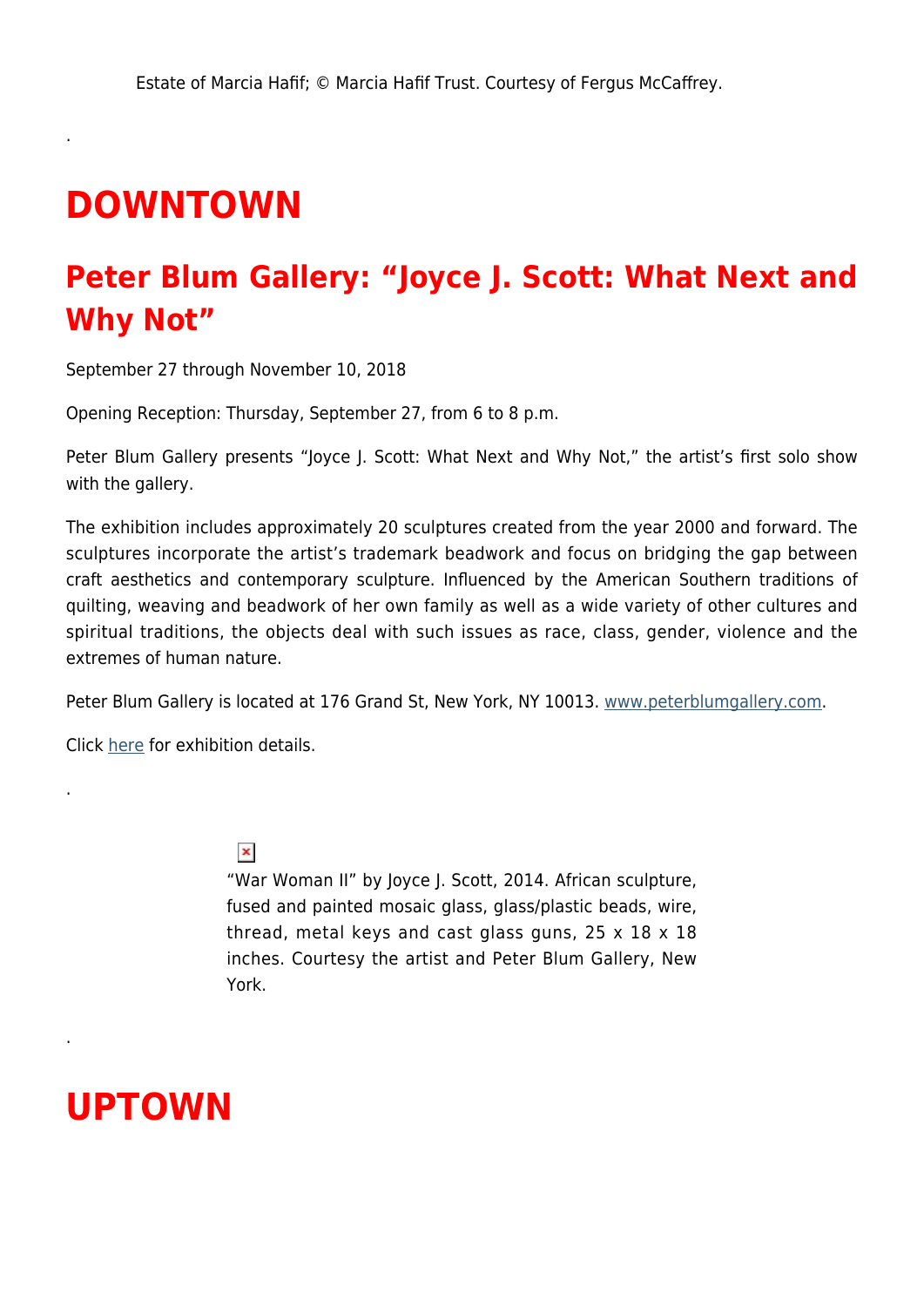Estate of Marcia Hafif; © Marcia Hafif Trust. Courtesy of Fergus McCaffrey.

.

# DOWNTOWN

## Peter Blum Gallery: "Joyce J. Scott: What Next and Why Not"

September 27 through November 10, 2018

Opening Reception: Thursday, September 27, from 6 to 8 p.m.

Peter Blum Gallery presents "Joyce J. Scott: What Next and Why Not," the artist's first solo show with the gallery.

The exhibition includes approximately 20 sculptures created from the year 2000 and forward. The sculptures incorporate the artist's trademark beadwork and focus on bridging the gap between craft aesthetics and contemporary sculpture. Influenced by the American Southern traditions of quilting, weaving and beadwork of her own family as well as a wide variety of other cultures and spiritual traditions, the objects deal with such issues as race, class, gender, violence and the extremes of human nature.

Peter Blum Gallery is located at 176 Grand St, New York, NY 10013. www.peterblumgallery.com.

Click here for exhibition details.

.

"War Woman II" by Joyce J. Scott, 2014. African sculpture, fused and painted mosaic glass, glass/plastic beads, wire, thread, metal keys and cast glass guns, 25 x 18 x 18 inches. Courtesy the artist and Peter Blum Gallery, New York.

.

# UPTOWN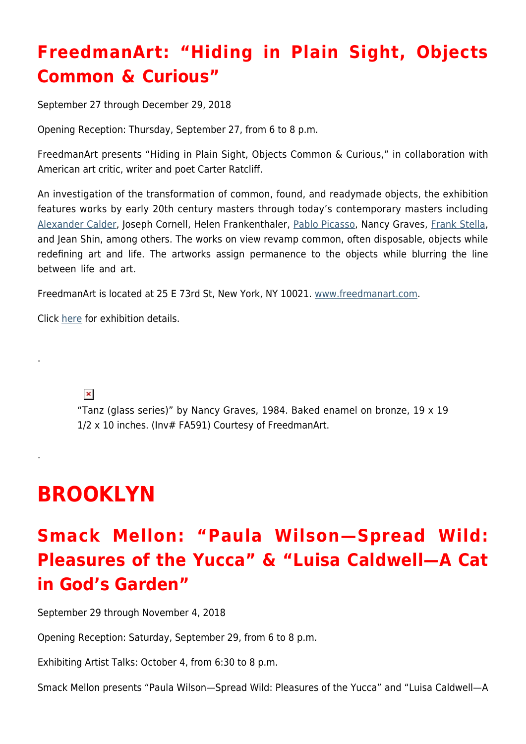## FreedmanArt: "Hiding in Plain Sight, Objects Common & Curious"

September 27 through December 29, 2018

Opening Reception: Thursday, September 27, from 6 to 8 p.m.

FreedmanArt presents "Hiding in Plain Sight, Objects Common & Curious," in collaboration with American art critic, writer and poet Carter Ratcliff.

An investigation of the transformation of common, found, and readymade objects, the exhibition features works by early 20th century masters through today's contemporary masters including Alexander Calder, Joseph Cornell, Helen Frankenthaler, Pablo Picasso, Nancy Graves, Frank Stella, and Jean Shin, among others. The works on view revamp common, often disposable, objects while redefining art and life. The artworks assign permanence to the objects while blurring the line between life and art.

FreedmanArt is located at 25 E 73rd St, New York, NY 10021. www.freedmanart.com.

Click here for exhibition details.

.

"Tanz (glass series)" by Nancy Graves, 1984. Baked enamel on bronze, 19 x 19 1/2 x 10 inches. (Inv# FA591) Courtesy of FreedmanArt.

.

# BROOKLYN

## Smack Mellon: "Paula Wilson—Spread Wild: Pleasures of the Yucca" & "Luisa Caldwell—A Cat in God's Garden"

September 29 through November 4, 2018

Opening Reception: Saturday, September 29, from 6 to 8 p.m.

Exhibiting Artist Talks: October 4, from 6:30 to 8 p.m.

Smack Mellon presents "Paula Wilson—Spread Wild: Pleasures of the Yucca" and "Luisa Caldwell—A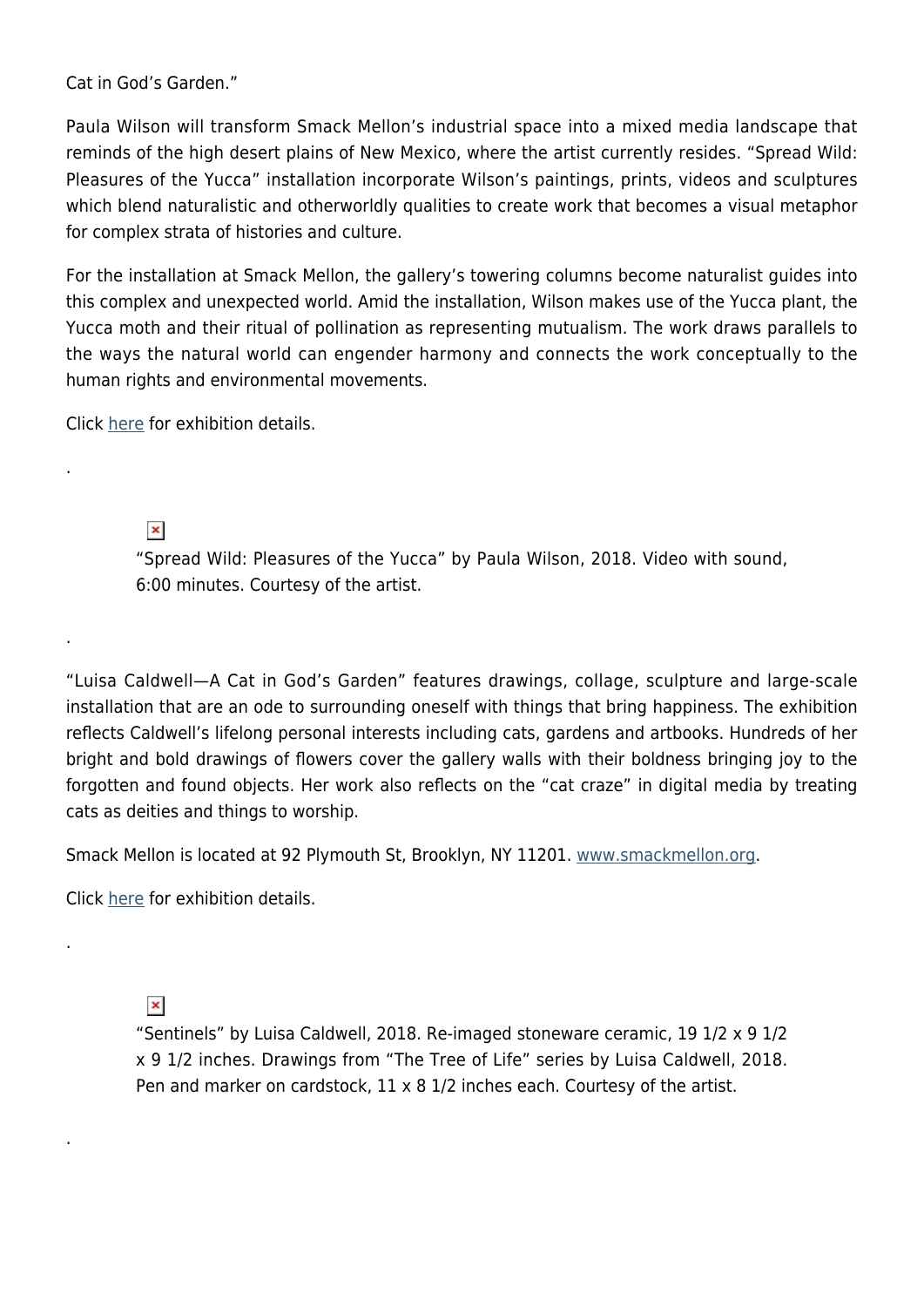Cat in God's Garden."

Paula Wilson will transform Smack Mellon's industrial space into a mixed media landscape that reminds of the high desert plains of New Mexico, where the artist currently resides. "Spread Wild: Pleasures of the Yucca" installation incorporate Wilson's paintings, prints, videos and sculptures which blend naturalistic and otherworldly qualities to create work that becomes a visual metaphor for complex strata of histories and culture.

For the installation at Smack Mellon, the gallery's towering columns become naturalist guides into this complex and unexpected world. Amid the installation, Wilson makes use of the Yucca plant, the Yucca moth and their ritual of pollination as representing mutualism. The work draws parallels to the ways the natural world can engender harmony and connects the work conceptually to the human rights and environmental movements.

Click here for exhibition details.

.

"Spread Wild: Pleasures of the Yucca" by Paula Wilson, 2018. Video with sound, 6:00 minutes. Courtesy of the artist.

.

"Luisa Caldwell—A Cat in God's Garden" features drawings, collage, sculpture and large-scale installation that are an ode to surrounding oneself with things that bring happiness. The exhibition reflects Caldwell's lifelong personal interests including cats, gardens and artbooks. Hundreds of her bright and bold drawings of flowers cover the gallery walls with their boldness bringing joy to the forgotten and found objects. Her work also reflects on the "cat craze" in digital media by treating cats as deities and things to worship.

Smack Mellon is located at 92 Plymouth St, Brooklyn, NY 11201. www.smackmellon.org.

Click here for exhibition details.

.

"Sentinels" by Luisa Caldwell, 2018. Re-imaged stoneware ceramic, 19 1/2 x 9 1/2 x 9 1/2 inches. Drawings from "The Tree of Life" series by Luisa Caldwell, 2018. Pen and marker on cardstock, 11 x 8 1/2 inches each. Courtesy of the artist.

.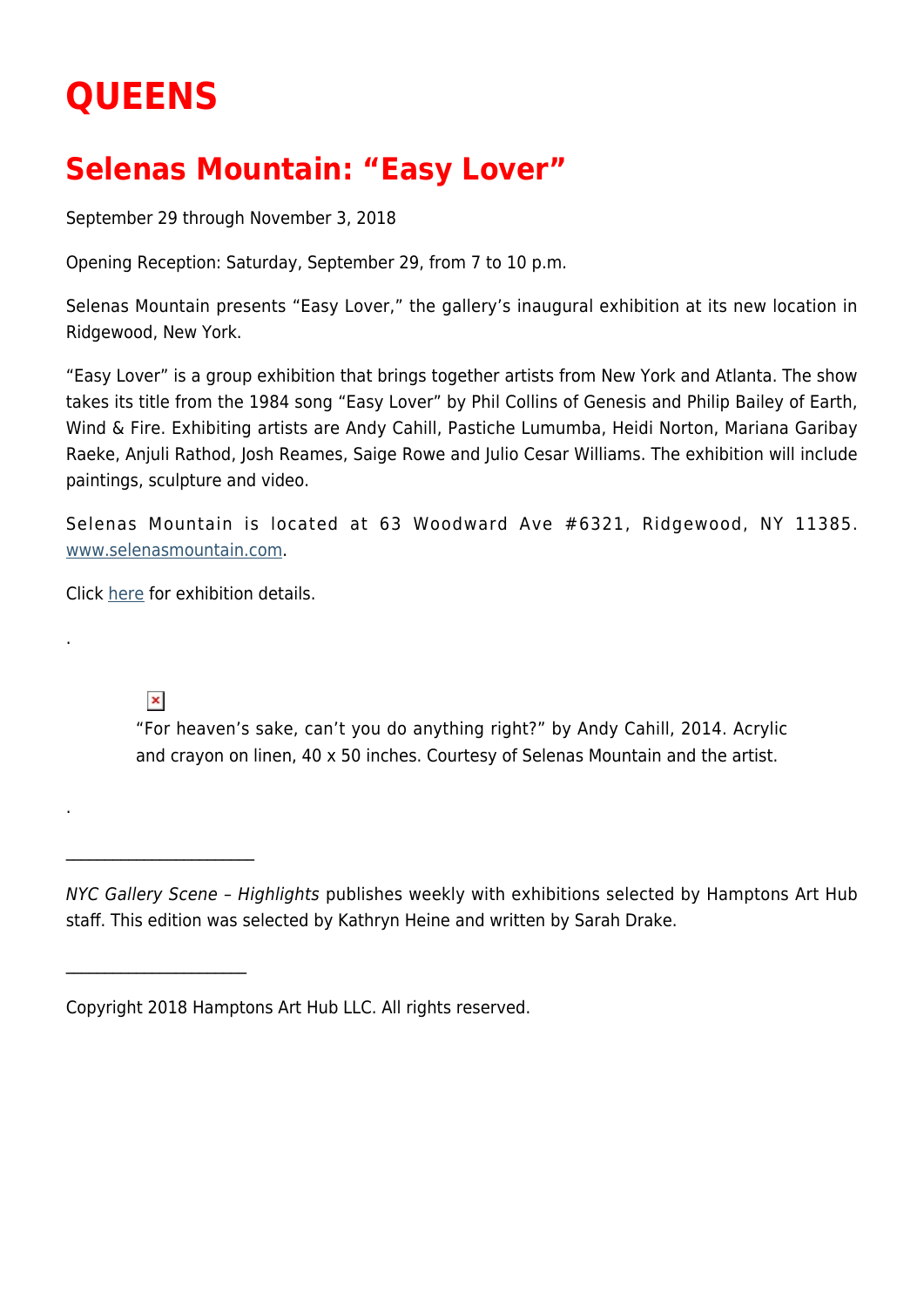# QUEENS

## Selenas Mountain: "Easy Lover"

September 29 through November 3, 2018

Opening Reception: Saturday, September 29, from 7 to 10 p.m.

Selenas Mountain presents "Easy Lover," the gallery's inaugural exhibition at its new location in Ridgewood, New York.

"Easy Lover" is a group exhibition that brings together artists from New York and Atlanta. The show takes its title from the 1984 song "Easy Lover" by Phil Collins of Genesis and Philip Bailey of Earth, Wind & Fire. Exhibiting artists are Andy Cahill, Pastiche Lumumba, Heidi Norton, Mariana Garibay Raeke, Anjuli Rathod, Josh Reames, Saige Rowe and Julio Cesar Williams. The exhibition will include paintings, sculpture and video.

Selenas Mountain is located at 63 Woodward Ave #6321, Ridgewood, NY 11385. www.selenasmountain.com.

Click here for exhibition details.

.

"For heaven's sake, can't you do anything right?" by Andy Cahill, 2014. Acrylic and crayon on linen, 40 x 50 inches. Courtesy of Selenas Mountain and the artist.

.

______________________

*NYC Gallery Scene – Highlights* publishes weekly with exhibitions selected by Hamptons Art Hub staff. This edition was selected by Kathryn Heine and written by Sarah Drake.

_____________________

Copyright 2018 Hamptons Art Hub LLC. All rights reserved.